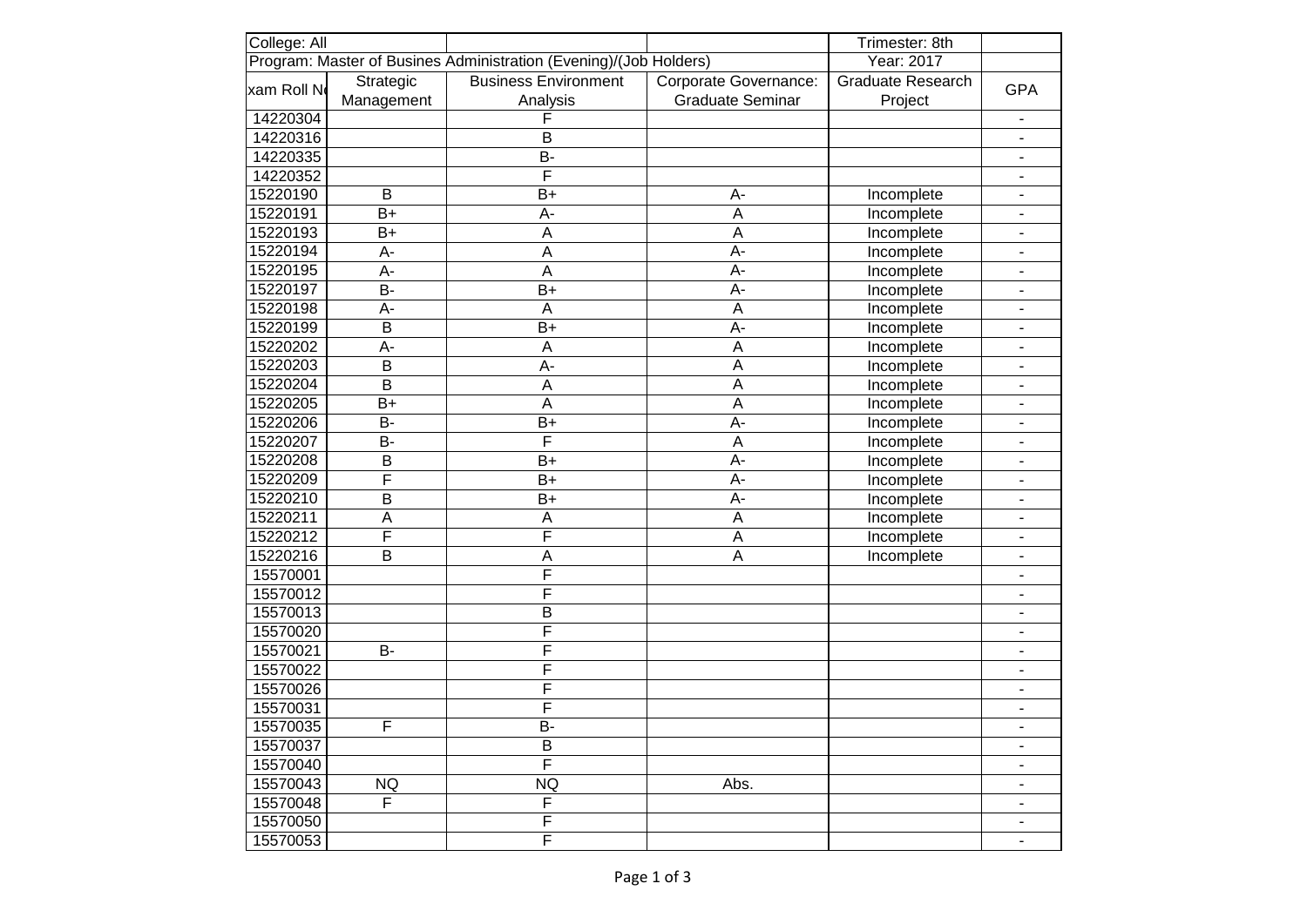| College: All | | | | Trimester: 8th | |
|---|---|---|---|---|---|
| Program: Master of Busines Administration (Evening)/(Job Holders) | | | | Year: 2017 | |
| xam Roll No | Strategic Management | Business Environment Analysis | Corporate Governance: Graduate Seminar | Graduate Research Project | GPA |
| 14220304 | | F | | | - |
| 14220316 | | B | | | - |
| 14220335 | | B- | | | - |
| 14220352 | | F | | | - |
| 15220190 | B | B+ | A- | Incomplete | - |
| 15220191 | B+ | A- | A | Incomplete | - |
| 15220193 | B+ | A | A | Incomplete | - |
| 15220194 | A- | A | A- | Incomplete | - |
| 15220195 | A- | A | A- | Incomplete | - |
| 15220197 | B- | B+ | A- | Incomplete | - |
| 15220198 | A- | A | A | Incomplete | - |
| 15220199 | B | B+ | A- | Incomplete | - |
| 15220202 | A- | A | A | Incomplete | - |
| 15220203 | B | A- | A | Incomplete | - |
| 15220204 | B | A | A | Incomplete | - |
| 15220205 | B+ | A | A | Incomplete | - |
| 15220206 | B- | B+ | A- | Incomplete | - |
| 15220207 | B- | F | A | Incomplete | - |
| 15220208 | B | B+ | A- | Incomplete | - |
| 15220209 | F | B+ | A- | Incomplete | - |
| 15220210 | B | B+ | A- | Incomplete | - |
| 15220211 | A | A | A | Incomplete | - |
| 15220212 | F | F | A | Incomplete | - |
| 15220216 | B | A | A | Incomplete | - |
| 15570001 | | F | | | - |
| 15570012 | | F | | | - |
| 15570013 | | B | | | - |
| 15570020 | | F | | | - |
| 15570021 | B- | F | | | - |
| 15570022 | | F | | | - |
| 15570026 | | F | | | - |
| 15570031 | | F | | | - |
| 15570035 | F | B- | | | - |
| 15570037 | | B | | | - |
| 15570040 | | F | | | - |
| 15570043 | NQ | NQ | Abs. | | - |
| 15570048 | F | F | | | - |
| 15570050 | | F | | | - |
| 15570053 | | F | | | - |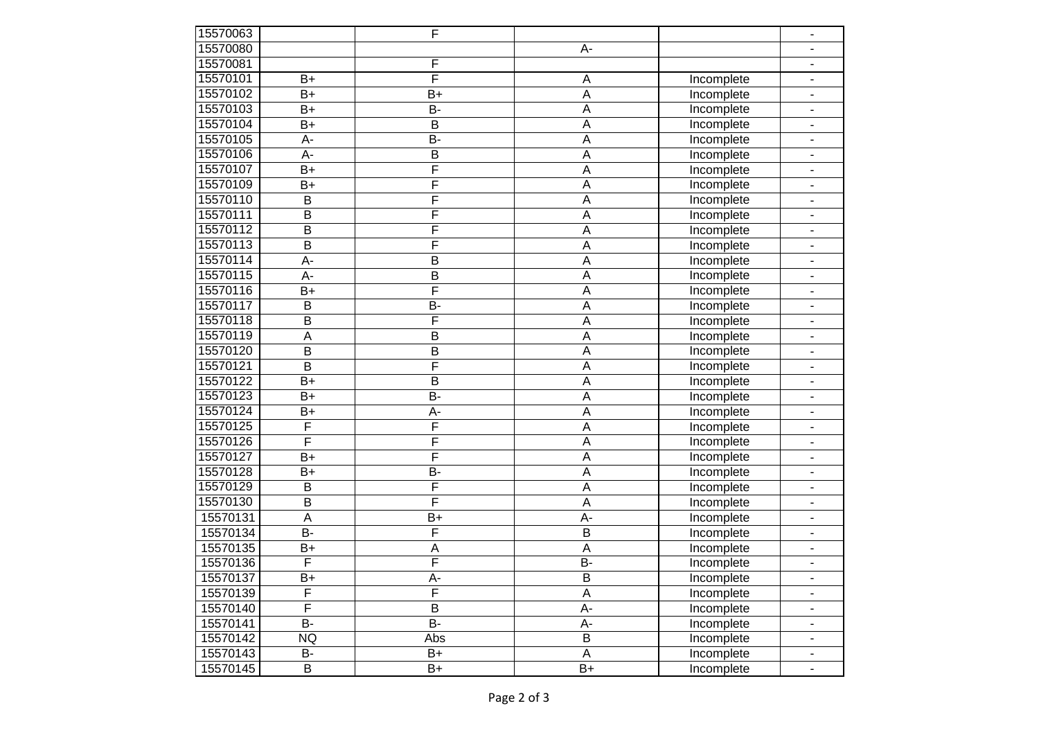| | | | | | |
|---|---|---|---|---|---|
| 15570063 | | F | | | - |
| 15570080 | | | A- | | - |
| 15570081 | | F | | | - |
| 15570101 | B+ | F | A | Incomplete | - |
| 15570102 | B+ | B+ | A | Incomplete | - |
| 15570103 | B+ | B- | A | Incomplete | - |
| 15570104 | B+ | B | A | Incomplete | - |
| 15570105 | A- | B- | A | Incomplete | - |
| 15570106 | A- | B | A | Incomplete | - |
| 15570107 | B+ | F | A | Incomplete | - |
| 15570109 | B+ | F | A | Incomplete | - |
| 15570110 | B | F | A | Incomplete | - |
| 15570111 | B | F | A | Incomplete | - |
| 15570112 | B | F | A | Incomplete | - |
| 15570113 | B | F | A | Incomplete | - |
| 15570114 | A- | B | A | Incomplete | - |
| 15570115 | A- | B | A | Incomplete | - |
| 15570116 | B+ | F | A | Incomplete | - |
| 15570117 | B | B- | A | Incomplete | - |
| 15570118 | B | F | A | Incomplete | - |
| 15570119 | A | B | A | Incomplete | - |
| 15570120 | B | B | A | Incomplete | - |
| 15570121 | B | F | A | Incomplete | - |
| 15570122 | B+ | B | A | Incomplete | - |
| 15570123 | B+ | B- | A | Incomplete | - |
| 15570124 | B+ | A- | A | Incomplete | - |
| 15570125 | F | F | A | Incomplete | - |
| 15570126 | F | F | A | Incomplete | - |
| 15570127 | B+ | F | A | Incomplete | - |
| 15570128 | B+ | B- | A | Incomplete | - |
| 15570129 | B | F | A | Incomplete | - |
| 15570130 | B | F | A | Incomplete | - |
| 15570131 | A | B+ | A- | Incomplete | - |
| 15570134 | B- | F | B | Incomplete | - |
| 15570135 | B+ | A | A | Incomplete | - |
| 15570136 | F | F | B- | Incomplete | - |
| 15570137 | B+ | A- | B | Incomplete | - |
| 15570139 | F | F | A | Incomplete | - |
| 15570140 | F | B | A- | Incomplete | - |
| 15570141 | B- | B- | A- | Incomplete | - |
| 15570142 | NQ | Abs | B | Incomplete | - |
| 15570143 | B- | B+ | A | Incomplete | - |
| 15570145 | B | B+ | B+ | Incomplete | - |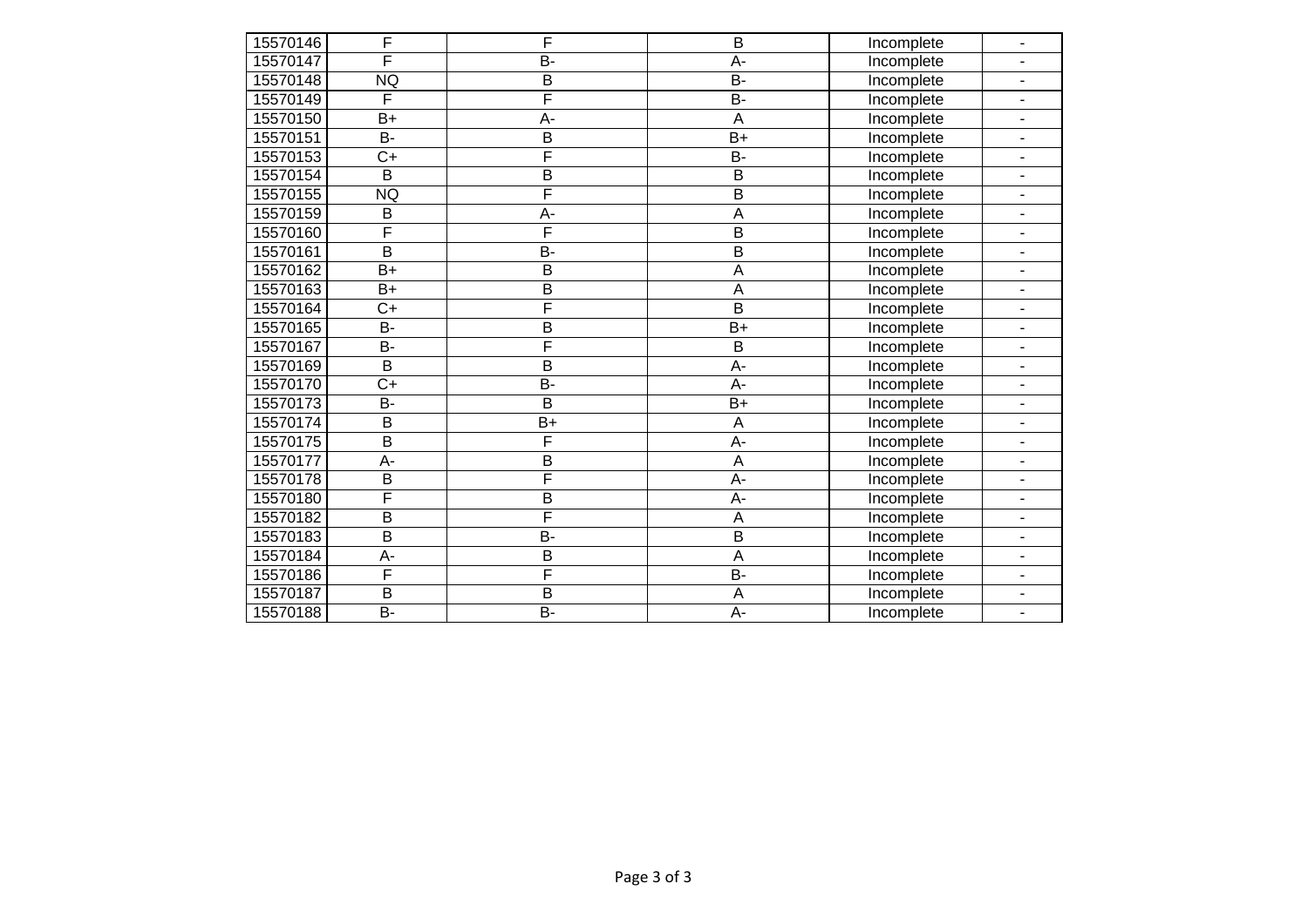| | | | | | |
|---|---|---|---|---|---|
| 15570146 | F | F | B | Incomplete | - |
| 15570147 | F | B- | A- | Incomplete | - |
| 15570148 | NQ | B | B- | Incomplete | - |
| 15570149 | F | F | B- | Incomplete | - |
| 15570150 | B+ | A- | A | Incomplete | - |
| 15570151 | B- | B | B+ | Incomplete | - |
| 15570153 | C+ | F | B- | Incomplete | - |
| 15570154 | B | B | B | Incomplete | - |
| 15570155 | NQ | F | B | Incomplete | - |
| 15570159 | B | A- | A | Incomplete | - |
| 15570160 | F | F | B | Incomplete | - |
| 15570161 | B | B- | B | Incomplete | - |
| 15570162 | B+ | B | A | Incomplete | - |
| 15570163 | B+ | B | A | Incomplete | - |
| 15570164 | C+ | F | B | Incomplete | - |
| 15570165 | B- | B | B+ | Incomplete | - |
| 15570167 | B- | F | B | Incomplete | - |
| 15570169 | B | B | A- | Incomplete | - |
| 15570170 | C+ | B- | A- | Incomplete | - |
| 15570173 | B- | B | B+ | Incomplete | - |
| 15570174 | B | B+ | A | Incomplete | - |
| 15570175 | B | F | A- | Incomplete | - |
| 15570177 | A- | B | A | Incomplete | - |
| 15570178 | B | F | A- | Incomplete | - |
| 15570180 | F | B | A- | Incomplete | - |
| 15570182 | B | F | A | Incomplete | - |
| 15570183 | B | B- | B | Incomplete | - |
| 15570184 | A- | B | A | Incomplete | - |
| 15570186 | F | F | B- | Incomplete | - |
| 15570187 | B | B | A | Incomplete | - |
| 15570188 | B- | B- | A- | Incomplete | - |